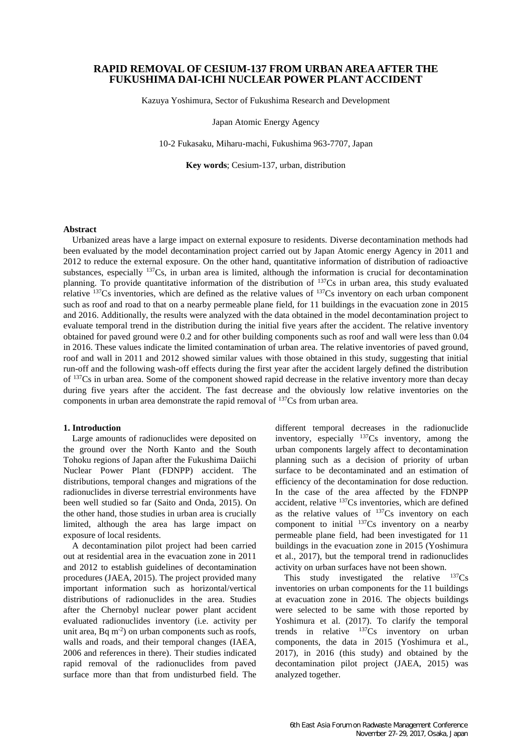# RAPID REMOVAL OF CESIUM-137 FROM URBAN AREA AFTER THE FUKUSHIMA DAI-ICHI NUCLEAR POWER PLANT ACCIDENT

Kazuya Yoshimura, Sector of Fukushima Research and Development

Japan Atomic Energy Agency

10-2 Fukasaku, Miharu-machi, Fukushima 963-7707, Japan

**Key words**; Cesium-137, urban, distribution

### Abstract

Urbanized areas have a large impact on external exposure to residents. Diverse decontamination methods had been evaluated by the model decontamination project carried out by Japan Atomic energy Agency in 2011 and 2012 to reduce the external exposure. On the other hand, quantitative information of distribution of radioactive substances, especially $^{137}$Cs, in urban area is limited, although the information is crucial for decontamination planning. To provide quantitative information of the distribution of $^{137}$Cs in urban area, this study evaluated relative $^{137}$Cs inventories, which are defined as the relative values of $^{137}$Cs inventory on each urban component such as roof and road to that on a nearby permeable plane field, for 11 buildings in the evacuation zone in 2015 and 2016. Additionally, the results were analyzed with the data obtained in the model decontamination project to evaluate temporal trend in the distribution during the initial five years after the accident. The relative inventory obtained for paved ground were 0.2 and for other building components such as roof and wall were less than 0.04 in 2016. These values indicate the limited contamination of urban area. The relative inventories of paved ground, roof and wall in 2011 and 2012 showed similar values with those obtained in this study, suggesting that initial run-off and the following wash-off effects during the first year after the accident largely defined the distribution of $^{137}$Cs in urban area. Some of the component showed rapid decrease in the relative inventory more than decay during five years after the accident. The fast decrease and the obviously low relative inventories on the components in urban area demonstrate the rapid removal of $^{137}$Cs from urban area.

### 1. Introduction

Large amounts of radionuclides were deposited on the ground over the North Kanto and the South Tohoku regions of Japan after the Fukushima Daiichi Nuclear Power Plant (FDNPP) accident. The distributions, temporal changes and migrations of the radionuclides in diverse terrestrial environments have been well studied so far (Saito and Onda, 2015). On the other hand, those studies in urban area is crucially limited, although the area has large impact on exposure of local residents.

A decontamination pilot project had been carried out at residential area in the evacuation zone in 2011 and 2012 to establish guidelines of decontamination procedures (JAEA, 2015). The project provided many important information such as horizontal/vertical distributions of radionuclides in the area. Studies after the Chernobyl nuclear power plant accident evaluated radionuclides inventory (i.e. activity per unit area, Bq m$^{-2}$) on urban components such as roofs, walls and roads, and their temporal changes (IAEA, 2006 and references in there). Their studies indicated rapid removal of the radionuclides from paved surface more than that from undisturbed field. The different temporal decreases in the radionuclide inventory, especially $^{137}$Cs inventory, among the urban components largely affect to decontamination planning such as a decision of priority of urban surface to be decontaminated and an estimation of efficiency of the decontamination for dose reduction. In the case of the area affected by the FDNPP accident, relative $^{137}$Cs inventories, which are defined as the relative values of $^{137}$Cs inventory on each component to initial $^{137}$Cs inventory on a nearby permeable plane field, had been investigated for 11 buildings in the evacuation zone in 2015 (Yoshimura et al., 2017), but the temporal trend in radionuclides activity on urban surfaces have not been shown.

This study investigated the relative $^{137}$Cs inventories on urban components for the 11 buildings at evacuation zone in 2016. The objects buildings were selected to be same with those reported by Yoshimura et al. (2017). To clarify the temporal trends in relative $^{137}$Cs inventory on urban components, the data in 2015 (Yoshimura et al., 2017), in 2016 (this study) and obtained by the decontamination pilot project (JAEA, 2015) was analyzed together.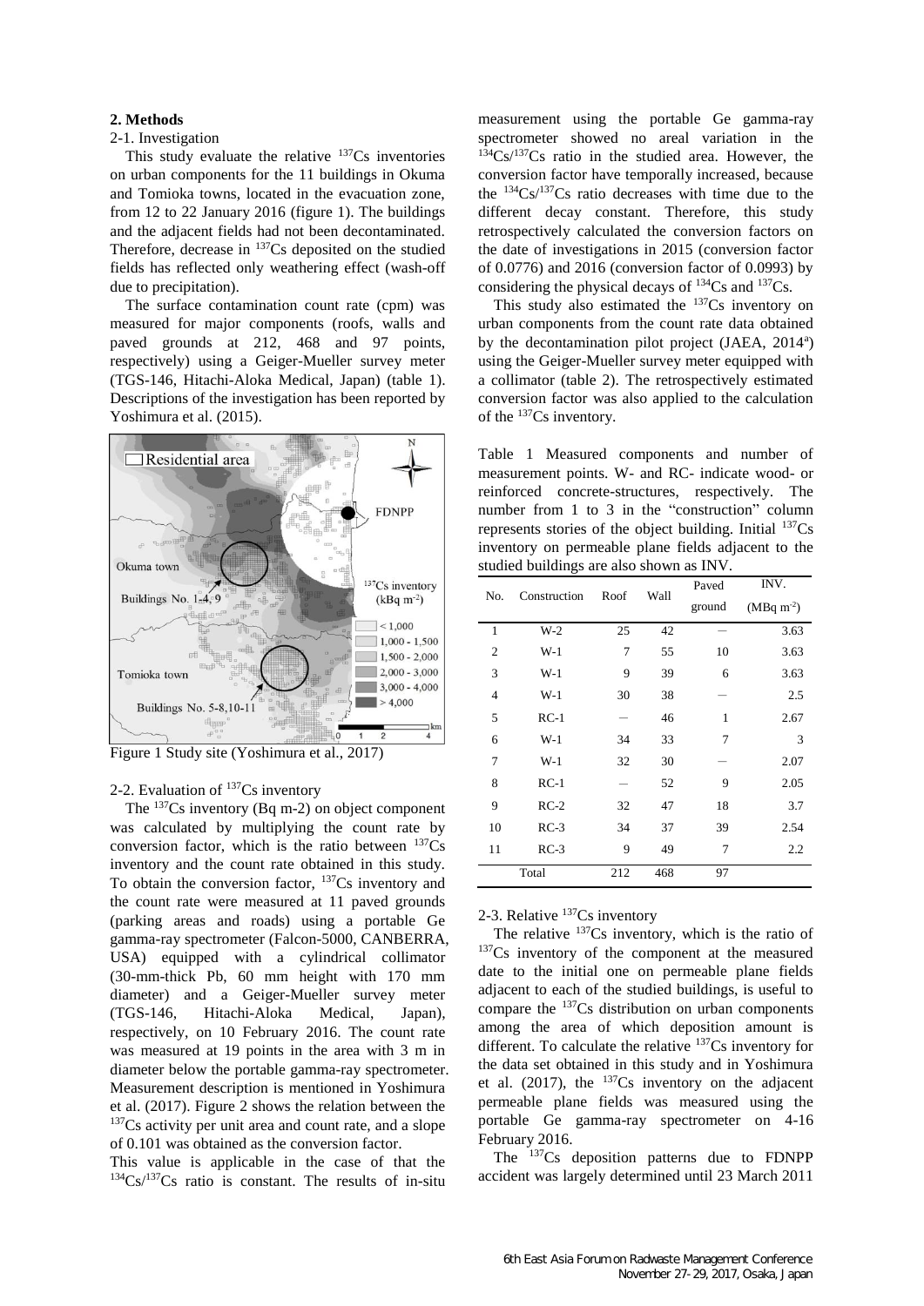## 2. Methods

2-1. Investigation

This study evaluate the relative $^{137}Cs$ inventories on urban components for the 11 buildings in Okuma and Tomioka towns, located in the evacuation zone, from 12 to 22 January 2016 (figure 1). The buildings and the adjacent fields had not been decontaminated. Therefore, decrease in $^{137}Cs$ deposited on the studied fields has reflected only weathering effect (wash-off due to precipitation).

The surface contamination count rate (cpm) was measured for major components (roofs, walls and paved grounds at 212, 468 and 97 points, respectively) using a Geiger-Mueller survey meter (TGS-146, Hitachi-Aloka Medical, Japan) (table 1). Descriptions of the investigation has been reported by Yoshimura et al. (2015).

Figure 1 Study site (Yoshimura et al., 2017)

2-2. Evaluation of $^{137}Cs$ inventory

The $^{137}Cs$ inventory (Bq m-2) on object component was calculated by multiplying the count rate by conversion factor, which is the ratio between $^{137}Cs$ inventory and the count rate obtained in this study. To obtain the conversion factor, $^{137}Cs$ inventory and the count rate were measured at 11 paved grounds (parking areas and roads) using a portable Ge gamma-ray spectrometer (Falcon-5000, CANBERRA, USA) equipped with a cylindrical collimator (30-mm-thick Pb, 60 mm height with 170 mm diameter) and a Geiger-Mueller survey meter (TGS-146, Hitachi-Aloka Medical, Japan), respectively, on 10 February 2016. The count rate was measured at 19 points in the area with 3 m in diameter below the portable gamma-ray spectrometer. Measurement description is mentioned in Yoshimura et al. (2017). Figure 2 shows the relation between the $^{137}Cs$ activity per unit area and count rate, and a slope of 0.101 was obtained as the conversion factor.

This value is applicable in the case of that the $^{134}Cs/^{137}Cs$ ratio is constant. The results of in-situ measurement using the portable Ge gamma-ray spectrometer showed no areal variation in the $^{134}Cs/^{137}Cs$ ratio in the studied area. However, the conversion factor have temporally increased, because the $^{134}Cs/^{137}Cs$ ratio decreases with time due to the different decay constant. Therefore, this study retrospectively calculated the conversion factors on the date of investigations in 2015 (conversion factor of 0.0776) and 2016 (conversion factor of 0.0993) by considering the physical decays of $^{134}Cs$ and $^{137}Cs$.

This study also estimated the $^{137}Cs$ inventory on urban components from the count rate data obtained by the decontamination pilot project (JAEA, 2014[a]) using the Geiger-Mueller survey meter equipped with a collimator (table 2). The retrospectively estimated conversion factor was also applied to the calculation of the $^{137}Cs$ inventory.

Table 1 Measured components and number of measurement points. W- and RC- indicate wood- or reinforced concrete-structures, respectively. The number from 1 to 3 in the "construction" column represents stories of the object building. Initial $^{137}Cs$ inventory on permeable plane fields adjacent to the studied buildings are also shown as INV.

| No. | Construction | Roof | Wall | Paved ground | INV. (MBq m$^{-2}$) |
|---|---|---|---|---|---|
| 1 | W-2 | 25 | 42 | — | 3.63 |
| 2 | W-1 | 7 | 55 | 10 | 3.63 |
| 3 | W-1 | 9 | 39 | 6 | 3.63 |
| 4 | W-1 | 30 | 38 | — | 2.5 |
| 5 | RC-1 | — | 46 | 1 | 2.67 |
| 6 | W-1 | 34 | 33 | 7 | 3 |
| 7 | W-1 | 32 | 30 | — | 2.07 |
| 8 | RC-1 | — | 52 | 9 | 2.05 |
| 9 | RC-2 | 32 | 47 | 18 | 3.7 |
| 10 | RC-3 | 34 | 37 | 39 | 2.54 |
| 11 | RC-3 | 9 | 49 | 7 | 2.2 |
| Total | | 212 | 468 | 97 | |

2-3. Relative $^{137}Cs$ inventory

The relative $^{137}Cs$ inventory, which is the ratio of $^{137}Cs$ inventory of the component at the measured date to the initial one on permeable plane fields adjacent to each of the studied buildings, is useful to compare the $^{137}Cs$ distribution on urban components among the area of which deposition amount is different. To calculate the relative $^{137}Cs$ inventory for the data set obtained in this study and in Yoshimura et al. (2017), the $^{137}Cs$ inventory on the adjacent permeable plane fields was measured using the portable Ge gamma-ray spectrometer on 4-16 February 2016.

The $^{137}Cs$ deposition patterns due to FDNPP accident was largely determined until 23 March 2011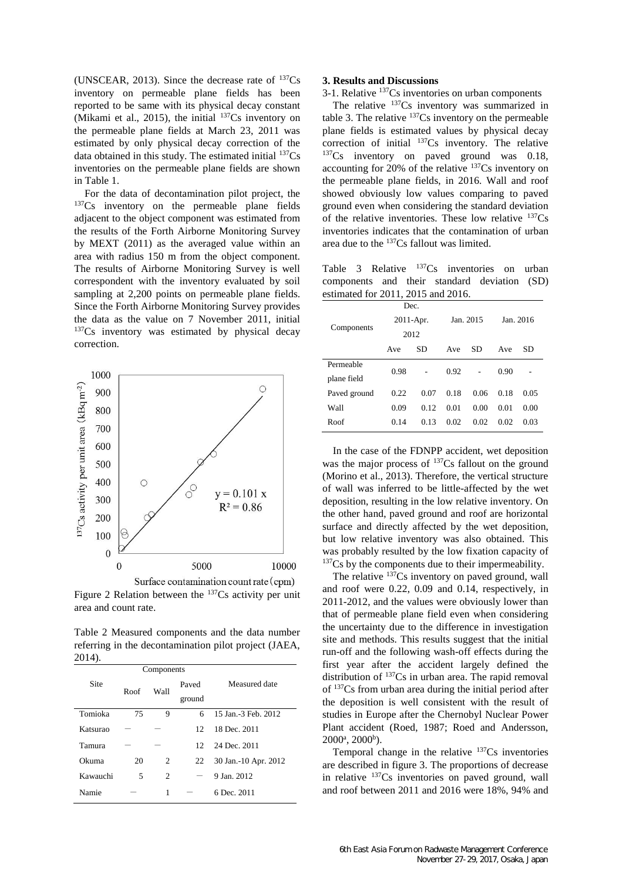(UNSCEAR, 2013). Since the decrease rate of $^{137}$Cs inventory on permeable plane fields has been reported to be same with its physical decay constant (Mikami et al., 2015), the initial $^{137}$Cs inventory on the permeable plane fields at March 23, 2011 was estimated by only physical decay correction of the data obtained in this study. The estimated initial $^{137}$Cs inventories on the permeable plane fields are shown in Table 1.

For the data of decontamination pilot project, the $^{137}$Cs inventory on the permeable plane fields adjacent to the object component was estimated from the results of the Forth Airborne Monitoring Survey by MEXT (2011) as the averaged value within an area with radius 150 m from the object component. The results of Airborne Monitoring Survey is well correspondent with the inventory evaluated by soil sampling at 2,200 points on permeable plane fields. Since the Forth Airborne Monitoring Survey provides the data as the value on 7 November 2011, initial $^{137}$Cs inventory was estimated by physical decay correction.

Figure 2 Relation between the $^{137}$Cs activity per unit area and count rate.

Table 2 Measured components and the data number referring in the decontamination pilot project (JAEA, 2014).

| Site | Components | | | Measured date |
|---|---|---|---|---|
| | Roof | Wall | Paved ground | |
| Tomioka | 75 | 9 | 6 | 15 Jan.-3 Feb. 2012 |
| Katsurao | ― | ― | 12 | 18 Dec. 2011 |
| Tamura | ― | ― | 12 | 24 Dec. 2011 |
| Okuma | 20 | 2 | 22 | 30 Jan.-10 Apr. 2012 |
| Kawauchi | 5 | 2 | ― | 9 Jan. 2012 |
| Namie | ― | 1 | ― | 6 Dec. 2011 |

## 3. Results and Discussions

3-1. Relative $^{137}$Cs inventories on urban components

The relative $^{137}$Cs inventory was summarized in table 3. The relative $^{137}$Cs inventory on the permeable plane fields is estimated values by physical decay correction of initial $^{137}$Cs inventory. The relative $^{137}$Cs inventory on paved ground was 0.18, accounting for 20% of the relative $^{137}$Cs inventory on the permeable plane fields, in 2016. Wall and roof showed obviously low values comparing to paved ground even when considering the standard deviation of the relative inventories. These low relative $^{137}$Cs inventories indicates that the contamination of urban area due to the $^{137}$Cs fallout was limited.

Table 3 Relative $^{137}$Cs inventories on urban components and their standard deviation (SD) estimated for 2011, 2015 and 2016.

| Components | Dec. 2011-Apr. 2012 | | Jan. 2015 | | Jan. 2016 | |
|---|---|---|---|---|---|---|
| | Ave | SD | Ave | SD | Ave | SD |
| Permeable plane field | 0.98 | - | 0.92 | - | 0.90 | - |
| Paved ground | 0.22 | 0.07 | 0.18 | 0.06 | 0.18 | 0.05 |
| Wall | 0.09 | 0.12 | 0.01 | 0.00 | 0.01 | 0.00 |
| Roof | 0.14 | 0.13 | 0.02 | 0.02 | 0.02 | 0.03 |

In the case of the FDNPP accident, wet deposition was the major process of $^{137}$Cs fallout on the ground (Morino et al., 2013). Therefore, the vertical structure of wall was inferred to be little-affected by the wet deposition, resulting in the low relative inventory. On the other hand, paved ground and roof are horizontal surface and directly affected by the wet deposition, but low relative inventory was also obtained. This was probably resulted by the low fixation capacity of $^{137}$Cs by the components due to their impermeability.

The relative $^{137}$Cs inventory on paved ground, wall and roof were 0.22, 0.09 and 0.14, respectively, in 2011-2012, and the values were obviously lower than that of permeable plane field even when considering the uncertainty due to the difference in investigation site and methods. This results suggest that the initial run-off and the following wash-off effects during the first year after the accident largely defined the distribution of $^{137}$Cs in urban area. The rapid removal of $^{137}$Cs from urban area during the initial period after the deposition is well consistent with the result of studies in Europe after the Chernobyl Nuclear Power Plant accident (Roed, 1987; Roed and Andersson, 2000[a], 2000[b]).

Temporal change in the relative $^{137}$Cs inventories are described in figure 3. The proportions of decrease in relative $^{137}$Cs inventories on paved ground, wall and roof between 2011 and 2016 were 18%, 94% and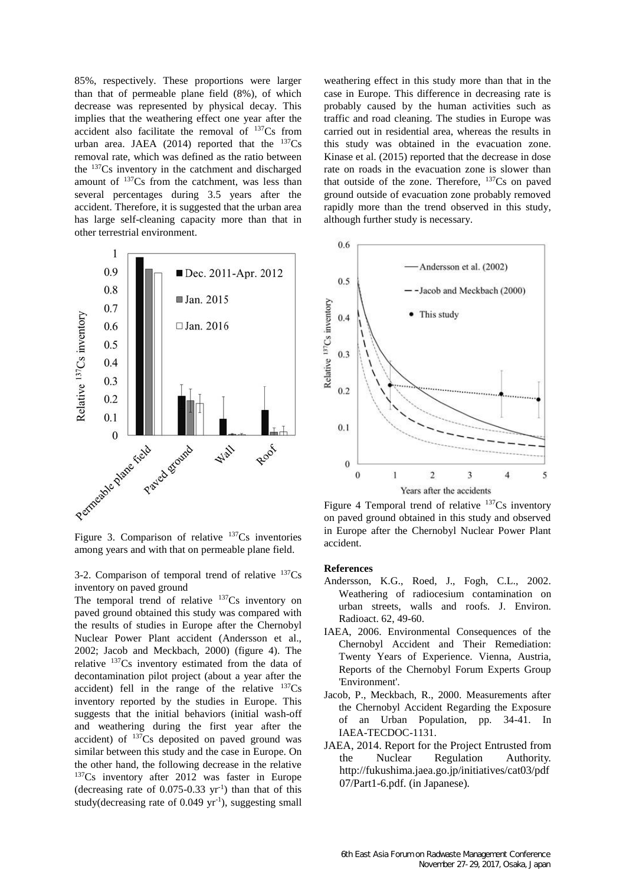85%, respectively. These proportions were larger than that of permeable plane field (8%), of which decrease was represented by physical decay. This implies that the weathering effect one year after the accident also facilitate the removal of $^{137}Cs$ from urban area. JAEA (2014) reported that the $^{137}Cs$ removal rate, which was defined as the ratio between the $^{137}Cs$ inventory in the catchment and discharged amount of $^{137}Cs$ from the catchment, was less than several percentages during 3.5 years after the accident. Therefore, it is suggested that the urban area has large self-cleaning capacity more than that in other terrestrial environment.

Figure 3. Comparison of relative $^{137}Cs$ inventories among years and with that on permeable plane field.

3-2. Comparison of temporal trend of relative $^{137}Cs$ inventory on paved ground

The temporal trend of relative $^{137}Cs$ inventory on paved ground obtained this study was compared with the results of studies in Europe after the Chernobyl Nuclear Power Plant accident (Andersson et al., 2002; Jacob and Meckbach, 2000) (figure 4). The relative $^{137}Cs$ inventory estimated from the data of decontamination pilot project (about a year after the accident) fell in the range of the relative $^{137}Cs$ inventory reported by the studies in Europe. This suggests that the initial behaviors (initial wash-off and weathering during the first year after the accident) of $^{137}Cs$ deposited on paved ground was similar between this study and the case in Europe. On the other hand, the following decrease in the relative $^{137}Cs$ inventory after 2012 was faster in Europe (decreasing rate of 0.075-0.33 $yr^{-1}$) than that of this study(decreasing rate of 0.049 $yr^{-1}$), suggesting small weathering effect in this study more than that in the case in Europe. This difference in decreasing rate is probably caused by the human activities such as traffic and road cleaning. The studies in Europe was carried out in residential area, whereas the results in this study was obtained in the evacuation zone. Kinase et al. (2015) reported that the decrease in dose rate on roads in the evacuation zone is slower than that outside of the zone. Therefore, $^{137}Cs$ on paved ground outside of evacuation zone probably removed rapidly more than the trend observed in this study, although further study is necessary.

Figure 4 Temporal trend of relative $^{137}Cs$ inventory on paved ground obtained in this study and observed in Europe after the Chernobyl Nuclear Power Plant accident.

**References**

Andersson, K.G., Roed, J., Fogh, C.L., 2002. Weathering of radiocesium contamination on urban streets, walls and roofs. J. Environ. Radioact. 62, 49-60.

IAEA, 2006. Environmental Consequences of the Chernobyl Accident and Their Remediation: Twenty Years of Experience. Vienna, Austria, Reports of the Chernobyl Forum Experts Group 'Environment'.

Jacob, P., Meckbach, R., 2000. Measurements after the Chernobyl Accident Regarding the Exposure of an Urban Population, pp. 34-41. In IAEA-TECDOC-1131.

JAEA, 2014. Report for the Project Entrusted from the Nuclear Regulation Authority. http://fukushima.jaea.go.jp/initiatives/cat03/pdf07/Part1-6.pdf. (in Japanese).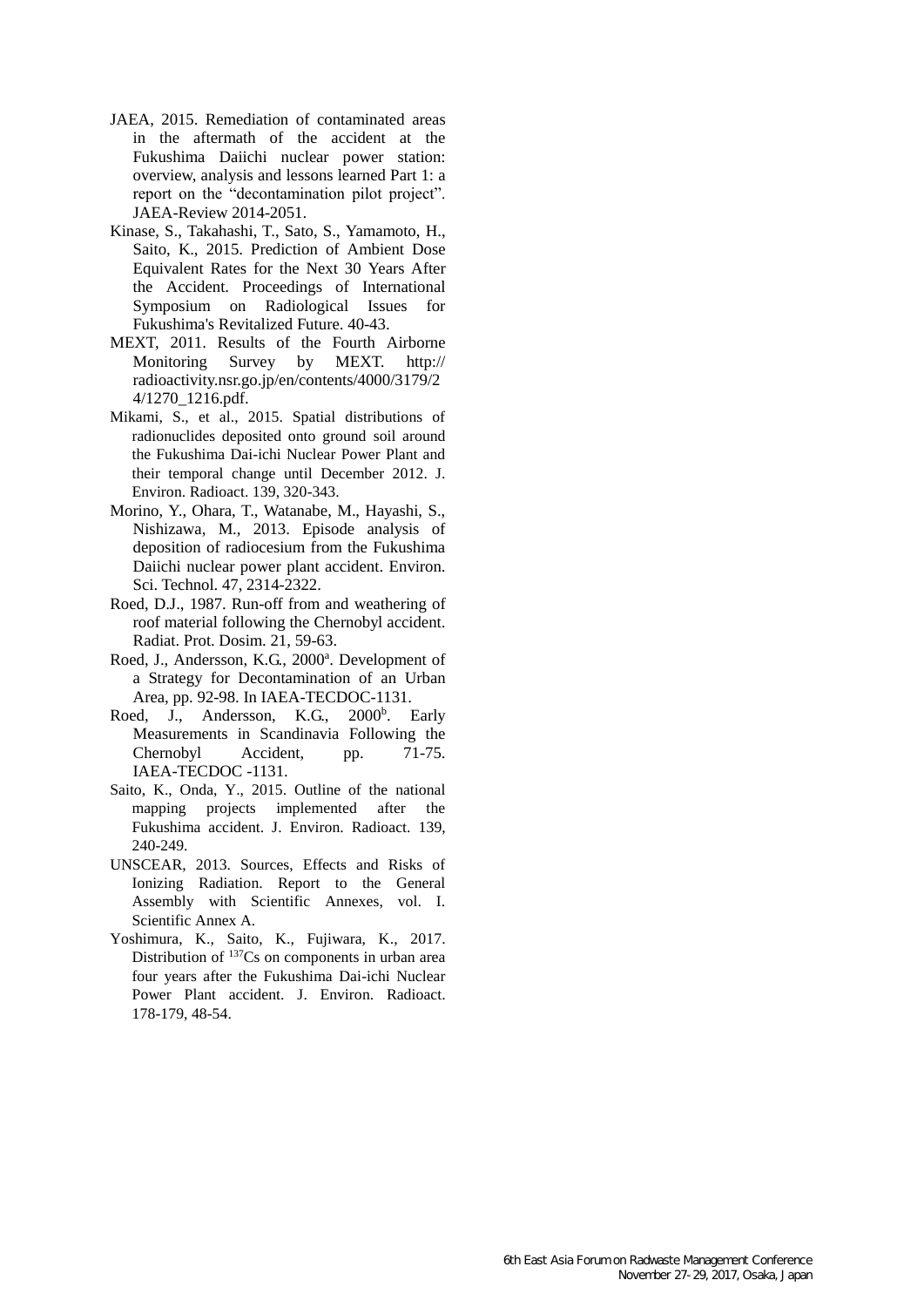JAEA, 2015. Remediation of contaminated areas in the aftermath of the accident at the Fukushima Daiichi nuclear power station: overview, analysis and lessons learned Part 1: a report on the "decontamination pilot project". JAEA-Review 2014-2051.

Kinase, S., Takahashi, T., Sato, S., Yamamoto, H., Saito, K., 2015. Prediction of Ambient Dose Equivalent Rates for the Next 30 Years After the Accident. Proceedings of International Symposium on Radiological Issues for Fukushima's Revitalized Future. 40-43.

MEXT, 2011. Results of the Fourth Airborne Monitoring Survey by MEXT. http://radioactivity.nsr.go.jp/en/contents/4000/3179/24/1270_1216.pdf.

Mikami, S., et al., 2015. Spatial distributions of radionuclides deposited onto ground soil around the Fukushima Dai-ichi Nuclear Power Plant and their temporal change until December 2012. J. Environ. Radioact. 139, 320-343.

Morino, Y., Ohara, T., Watanabe, M., Hayashi, S., Nishizawa, M., 2013. Episode analysis of deposition of radiocesium from the Fukushima Daiichi nuclear power plant accident. Environ. Sci. Technol. 47, 2314-2322.

Roed, D.J., 1987. Run-off from and weathering of roof material following the Chernobyl accident. Radiat. Prot. Dosim. 21, 59-63.

Roed, J., Andersson, K.G., 2000[a]. Development of a Strategy for Decontamination of an Urban Area, pp. 92-98. In IAEA-TECDOC-1131.

Roed, J., Andersson, K.G., 2000[b]. Early Measurements in Scandinavia Following the Chernobyl Accident, pp. 71-75. IAEA-TECDOC -1131.

Saito, K., Onda, Y., 2015. Outline of the national mapping projects implemented after the Fukushima accident. J. Environ. Radioact. 139, 240-249.

UNSCEAR, 2013. Sources, Effects and Risks of Ionizing Radiation. Report to the General Assembly with Scientific Annexes, vol. I. Scientific Annex A.

Yoshimura, K., Saito, K., Fujiwara, K., 2017. Distribution of $^{137}Cs$ on components in urban area four years after the Fukushima Dai-ichi Nuclear Power Plant accident. J. Environ. Radioact. 178-179, 48-54.